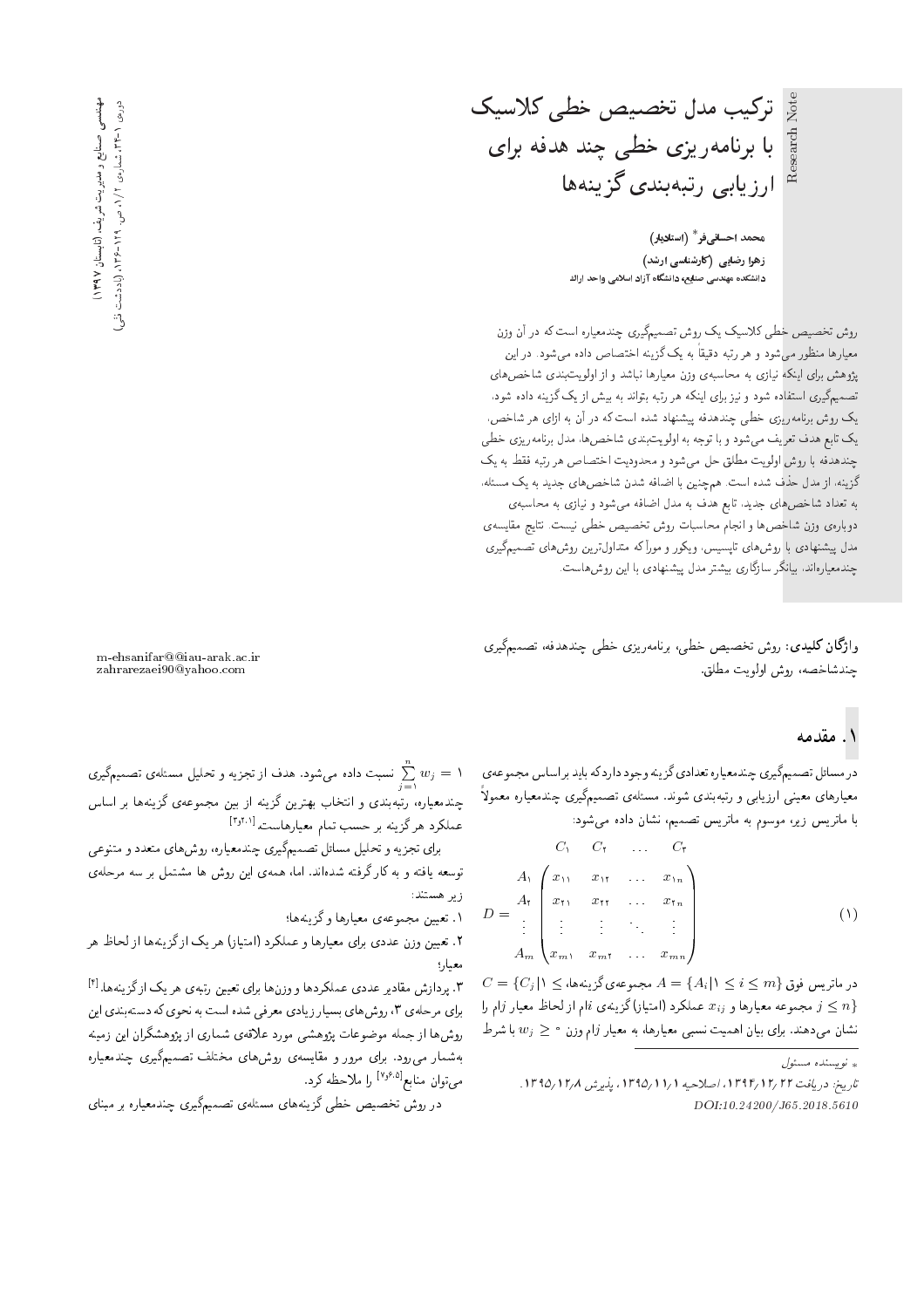Research Note

# ترکیب مدل تخصیص خطی کلاسیک با برنامه‌ریزی خطی چند هدفه برای ارزیابی رتبه‌بندی گزینه‌ها

**محمد احسانی‌فر*** (استادیار)
**زهرا رضایی** (کارشناسی ارشد)
دانشکده‌ی مهندسی صنایع، دانشگاه آزاد اسلامی واحد اراک

روش تخصیص خطی کلاسیک یک روش تصمیم‌گیری چندمعیاره است که در آن وزن معیارها منظور می‌شود و هر رتبه دقیقاً به یک گزینه اختصاص داده می‌شود. در این پژوهش برای اینکه نیازی به محاسبه‌ی وزن معیارها نباشد و از اولویت‌بندی شاخص‌های تصمیم‌گیری استفاده شود و نیز برای اینکه هر رتبه بتواند به بیش از یک گزینه داده شود، یک روش برنامه‌ریزی خطی چندهدفه پیشنهاد شده است که در آن به ازای هر شاخص، یک تابع هدف تعریف می‌شود و با توجه به اولویت‌بندی شاخص‌ها، مدل برنامه‌ریزی خطی چندهدفه با روش اولویت مطلق حل می‌شود و محدودیت اختصاص هر رتبه فقط به یک گزینه، از مدل حذف شده است. هم‌چنین با اضافه شدن شاخص‌های جدید به یک مسئله، به تعداد شاخص‌های جدید، تابع هدف به مدل اضافه می‌شود و نیازی به محاسبه‌ی دوباره‌ی وزن شاخص‌ها و انجام محاسبات روش تخصیص خطی نیست. نتایج مقایسه‌ی مدل پیشنهادی با روش‌های تاپسیس، ویکور و مورآکه متداول‌ترین روش‌های تصمیم‌گیری چندمعیاره‌اند، بیانگر سازگاری بیشتر مدل پیشنهادی با این روش‌هاست.

**واژگان کلیدی:** روش تخصیص خطی، برنامه‌ریزی خطی چندهدفه، تصمیم‌گیری چندشاخصه، روش اولویت مطلق.

m-ehsanifar@@iau-arak.ac.ir
zahrarezaei90@yahoo.com

## ۱. مقدمه

در مسائل تصمیم‌گیری چندمعیاره تعدادی گزینه وجود دارد که باید براساس مجموعه‌ی معیارهای معینی ارزیابی و رتبه‌بندی شوند. مسئله‌ی تصمیم‌گیری چندمعیاره معمولاً با ماتریس زیر، موسوم به ماتریس تصمیم، نشان داده می‌شود:

$$D = \begin{array}{c} \\ A_1 \\ A_2 \\ \vdots \\ A_m \end{array} \begin{array}{c} \begin{array}{cccc} C_1 & C_2 & \dots & C_2 \end{array} \\ \begin{pmatrix} x_{11} & x_{12} & \dots & x_{1n} \\ x_{21} & x_{22} & \dots & x_{2n} \\ \vdots & \vdots & \ddots & \vdots \\ x_{m1} & x_{m2} & \dots & x_{mn} \end{pmatrix} \end{array} \qquad (1)$$

در ماتریس فوق $A = \{A_i | 1 \leq i \leq m\}$ مجموعه‌ی گزینه‌ها، $C = \{C_j | 1 \leq j \leq n\}$ مجموعه معیارها و $x_{ij}$ عملکرد (امتیاز) گزینه‌ی $i$ام از لحاظ معیار $j$ام را نشان می‌دهند. برای بیان اهمیت نسبی معیارها، به معیار $j$ام وزن $w_j \geq 0$ با شرط $\sum_{j=1}^{n} w_j = 1$ نسبت داده می‌شود. هدف از تجزیه و تحلیل مسئله‌ی تصمیم‌گیری چندمعیاره، رتبه‌بندی و انتخاب بهترین گزینه از بین مجموعه‌ی گزینه‌ها بر اساس عملکرد هر گزینه بر حسب تمام معیارهاست.[1,2,3]

برای تجزیه و تحلیل مسائل تصمیم‌گیری چندمعیاره، روش‌های متعدد و متنوعی توسعه یافته و به کار گرفته شده‌اند. اما، همه‌ی این روش ها مشتمل بر سه مرحله‌ی زیر هستند:

۱. تعیین مجموعه‌ی معیارها و گزینه‌ها؛

۲. تعیین وزن عددی برای معیارها و عملکرد (امتیاز) هر یک از گزینه‌ها از لحاظ هر معیار؛

۳. پردازش مقادیر عددی عملکردها و وزن‌ها برای تعیین رتبه‌ی هر یک از گزینه‌ها.[4]

برای مرحله‌ی ۳، روش‌های بسیار زیادی معرفی شده است به نحوی که دسته‌بندی این روش‌ها از جمله موضوعات پژوهشی مورد علاقه‌ی شماری از پژوهشگران این زمینه به‌شمار می‌رود. برای مرور و مقایسه‌ی روش‌های مختلف تصمیم‌گیری چندمعیاره می‌توان منابع[5,6,7] را ملاحظه کرد.

در روش تخصیص خطی گزینه‌های مسئله‌ی تصمیم‌گیری چندمعیاره بر مبنای

\* نویسنده مسئول

تاریخ: دریافت ۱۳۹۴/۱۲/۲۲، اصلاحیه ۱۳۹۵/۱۱/۱، پذیرش ۱۳۹۵/۱۲/۸.
DOI:10.24200/J65.2018.5610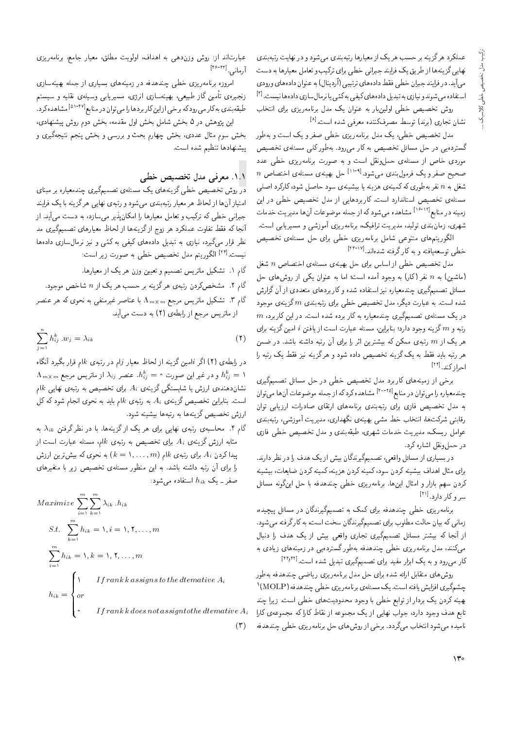عملکرد هر گزینه بر حسب هر یک از معیارها رتبه‌بندی می‌شود و در نهایت رتبه‌بندی نهایی گزینه‌ها از طریق یک فرایند جبرانی خطی برای ترکیب و تعامل معیارها به دست می‌آید. در فرایند جبران خطی فقط داده‌های ترتیبی (اُردینال) به عنوان داده‌های ورودی استفاده می‌شوند و نیازی به تبدیل داده‌های کیفی به کمّی یا نرمال‌سازی داده‌ها نیست.[3]

روش تخصیص خطی اولین‌بار به عنوان یک مدل برنامه‌ریزی برای انتخاب نشان تجاری (برند) توسط مصرف‌کننده معرفی شده است.[8]

مدل تخصیص خطی، یک مدل برنامه‌ریزی خطی صفر و یک است و به‌طور گسترده‌یی در حل مسائل تخصیص به کار می‌رود. به‌طور کلی مسئله‌ی تخصیص موردی خاص از مسئله‌ی حمل‌ونقل است و به صورت برنامه‌ریزی خطی عدد صحیح صفر و یک فرمول‌بندی می‌شود.[9-11] حل بهینه‌ی مسئله‌ی اختصاص $n$ شغل به $n$ نفر به‌طوری که کمینه‌ی هزینه یا بیشینه‌ی سود حاصل شود، کارکرد اصلی مسئله‌ی تخصیص استاندارد است. کاربردهایی از مدل تخصیص خطی در این زمینه در منابع[12-16] مشاهده می‌شود که از جمله موضوعات آن‌ها مدیریت خدمات شهری، زمان‌بندی تولید، مدیریت ترافیک، برنامه‌ریزی آموزشی و مسیریابی است.

الگوریتم‌های متنوعی شامل برنامه‌ریزی خطی برای حل مسئله‌ی تخصیص خطی توسعه‌یافته و به کار گرفته شده‌اند.[17-23]

مدل تخصیص خطی از اساس برای حل بهینه‌ی مسئله‌ی اختصاص $n$ شغل (ماشین) به $n$ نفر (کار) به وجود آمده است؛ اما به عنوان یکی از روش‌های حل مسائل تصمیم‌گیری چندمعیاره نیز استفاده شده و کاربردهای متعددی از آن گزارش شده است. به عبارت دیگر، مدل تخصیص خطی برای رتبه‌بندی $m$ گزینه‌ی موجود در یک مسئله‌ی تصمیم‌گیری چندمعیاره به کار برده شده است. در این کاربرد، $m$ رتبه و $m$ گزینه وجود دارد؛ بنابراین، مسئله عبارت است از یافتن $i$ امین گزینه برای هر یک از $m$ رتبه‌ی ممکن که بیشترین اثر را برای آن رتبه داشته باشد. در ضمن هر رتبه باید فقط به یک گزینه تخصیص داده شود و هر گزینه نیز فقط یک رتبه را احراز کند.[24]

برخی از زمینه‌های کاربرد مدل تخصیص خطی در حل مسائل تصمیم‌گیری چندمعیاره را می‌توان در منابع[25-40] مشاهده کرد که از جمله موضوعات آن‌ها می‌توان به مدل تخصیص فازی برای رتبه‌بندی برنامه‌های ارتقای صادرات، ارزیابی توان رقابتی شرکت‌ها، انتخاب خط مشی بهینه‌ی نگهداری، مدیریت آموزشی، رتبه‌بندی عوامل ریسک، مدیریت خدمات شهری، طبقه‌بندی و مدل تخصیص خطی فازی در حمل‌ونقل اشاره کرد.

در بسیاری از مسائل واقعی، تصمیم‌گیرندگان بیش از یک هدف را در نظر دارند. برای مثال اهداف بیشینه کردن سود، کمینه کردن هزینه، کمینه کردن ضایعات، بیشینه کردن سهم بازار و امثال این‌ها. برنامه‌ریزی خطی چندهدفه با حل این‌گونه مسائل سر و کار دارد.[41]

برنامه‌ریزی خطی چندهدفه برای کمک به تصمیم‌گیرندگان در مسائل پیچیده، زمانی که بیان حالت مطلوب برای تصمیم‌گیرندگان سخت است، به کارگرفته می‌شود. از آنجا که بیشتر مسائل تصمیم‌گیری تجاری واقعی بیش از یک هدف را دنبال می‌کنند، مدل برنامه‌ریزی خطی چندهدفه به‌طور گسترده‌یی در زمینه‌های زیادی به کار می‌رود و به یک ابزار مفید برای تصمیم‌گیری تبدیل شده است.[42,43]

روش‌های متقابل ارائه شده برای حل مدل برنامه‌ریزی ریاضی چندهدفه به‌طور چشم‌گیری افزایش یافته است. یک مسئله‌ی برنامه‌ریزی خطی چندهدفه (MOLP)[1] بهینه کردن یک بردار از توابع خطی با وجود محدودیت‌های خطی است. زیرا چند تابع هدف وجود دارد، جواب نهایی از یک مجموعه از نقاط کارا که مجموعه‌ی کارا نامیده می‌شود انتخاب می‌گردد. برخی از روش‌های حل برنامه‌ریزی خطی چندهدفه عبارت‌اند از: روش وزن‌دهی به اهداف، اولویت مطلق، معیار جامع، برنامه‌ریزی آرمانی.[43-46]

امروزه برنامه‌ریزی خطی چندهدفه در زمینه‌های بسیاری از جمله بهینه‌سازی زنجیره‌ی تأمین گاز طبیعی، بهینه‌سازی انرژی، مسیریابی وسیله‌ی نقلیه و سیستم طبقه‌بندی به کار می‌رود که برخی از این کاربردها را می‌توان در منابع[47-51] مشاهده کرد.

این پژوهش در ۵ بخش شامل بخش اول مقدمه، بخش دوم روش پیشنهادی، بخش سوم مثال عددی، بخش چهارم بحث و بررسی و بخش پنجم نتیجه‌گیری و پیشنهادها تنظیم شده است.

## ۱.۱. معرفی مدل تخصیص خطی

در روش تخصیص خطی گزینه‌های یک مسئله‌ی تصمیم‌گیری چندمعیاره بر مبنای امتیاز آن‌ها از لحاظ هر معیار رتبه‌بندی می‌شود و رتبه‌ی نهایی هر گزینه با یک فرایند جبرانی خطی که ترکیب و تعامل معیارها را امکان‌پذیر می‌سازد، به دست می‌آید. از آنجا که فقط تفاوت عملکرد هر زوج از گزینه‌ها از لحاظ معیارهای تصمیم‌گیری مد نظر قرار می‌گیرد، نیازی به تبدیل داده‌های کیفی به کمّی و نیز نرمال‌سازی داده‌ها نیست.[22] الگوریتم مدل تخصیص خطی به صورت زیر است:

گام ۱. تشکیل ماتریس تصمیم و تعیین وزن هر یک از معیارها.

گام ۲. مشخص‌کردن رتبه‌ی هر گزینه بر حسب هر یک از $n$ شاخص موجود.

گام ۳. تشکیل ماتریس مرجع $\Lambda_{m\times m}$ با عناصر غیرمنفی به نحوی که هر عنصر از ماتریس مرجع از رابطه‌ی (۲) به دست می‌آید.

$$\sum_{j=1}^{n} h_{ij}^{k}.w_j = \lambda_{ik} \qquad (2)$$

در رابطه‌ی (۲) اگر $i$امین گزینه از لحاظ معیار $j$ام در رتبه‌ی $k$ام قرار بگیرد آنگاه $h_{ij}^{k} = 1$ و در غیر این صورت $h_{ij}^{k} = 0$. عنصر $\lambda_{ij}$ از ماتریس مرجع $\Lambda_{m\times m}$ نشان‌دهنده‌ی ارزش یا شایستگی گزینه‌ی $A_i$ برای تخصیص به رتبه‌ی نهایی $k$ام است. بنابراین تخصیص گزینه‌ی $A_i$ به رتبه‌ی $k$ام باید به نحوی انجام شود که کل ارزش تخصیص گزینه‌ها به رتبه‌ها بیشینه شود.

گام ۴. محاسبه‌ی رتبه‌ی نهایی برای هر یک از گزینه‌ها. با در نظرگرفتن $\lambda_{ik}$ به مثابه ارزش گزینه‌ی $A_i$ برای تخصیص به رتبه‌ی $k$ام، مسئله عبارت است از پیدا کردن $A_i$ برای رتبه‌ی $k$ام $(k=1,\dots,m)$ به نحوی که بیش‌ترین ارزش را برای آن رتبه داشته باشد. به این منظور مسئله‌ی تخصیص زیر با متغیرهای صفر ـ یک $h_{ik}$ استفاده می‌شود:

$$
\begin{aligned}
&Maximize \sum_{i=1}^{m}\sum_{k=1}^{m} \lambda_{ik}.h_{ik} \\
&S.t.\quad \sum_{k=1}^{m} h_{ik} = 1, i = 1, 2, \dots, m \\
&\sum_{i=1}^{m} h_{ik} = 1, k = 1, 2, \dots, m \\
&h_{ik} = \begin{cases} 1 & If\, rank\, k\, assigns\, to\, the\, dtemative\, A_i \\ or & \\ 0 & If\, rank\, k\, does\, not\, assign\, to\, the\, dtemative\, A_i \end{cases}
\end{aligned} \qquad (3)
$$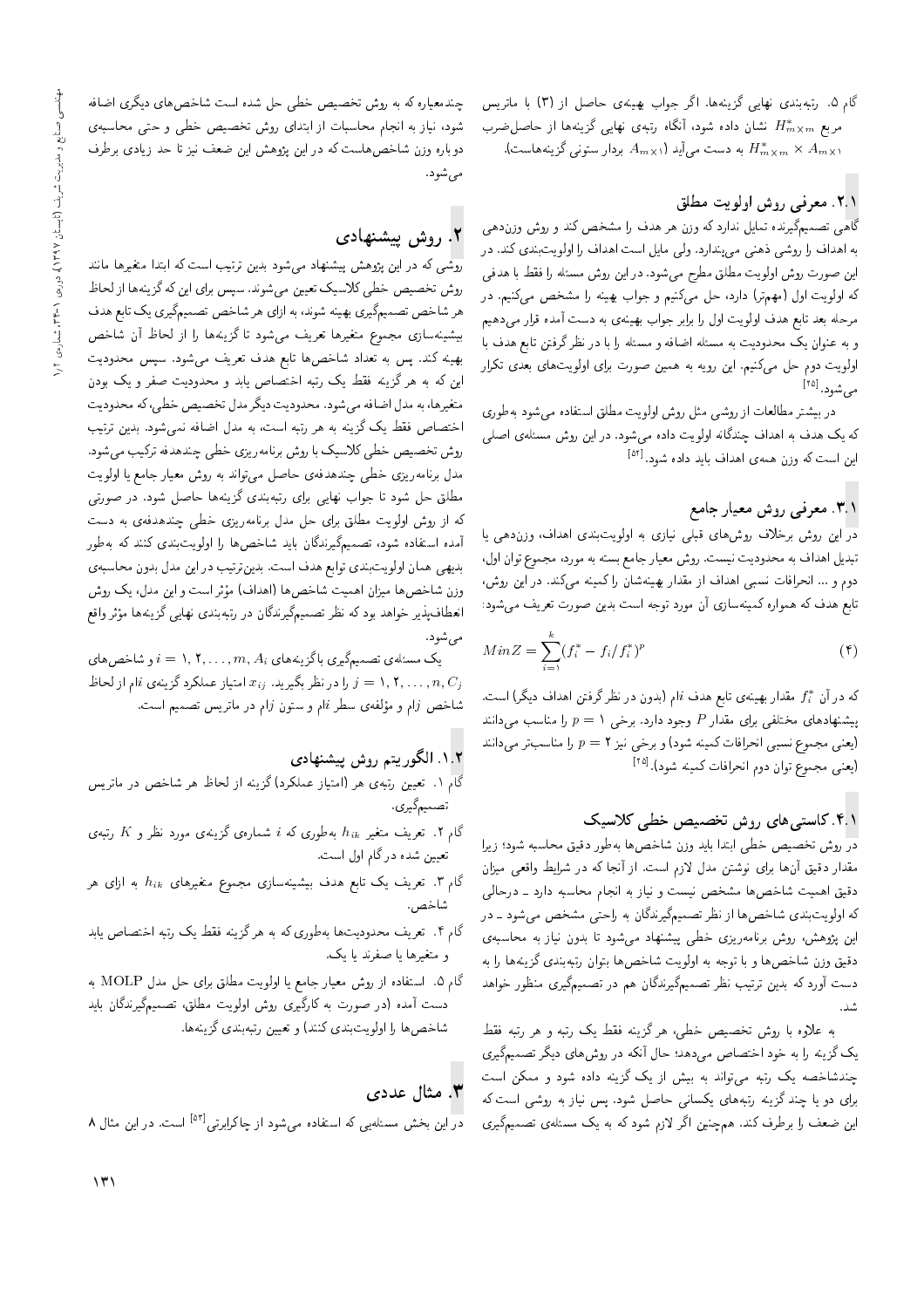گام ۵. رتبه‌بندی نهایی گزینه‌ها. اگر جواب بهینه‌ی حاصل از (۳) با ماتریس مربع $H^*_{m\times m}$ نشان داده شود، آنگاه رتبه‌ی نهایی گزینه‌ها از حاصل‌ضرب $H^*_{m\times m} \times A_{m\times 1}$ به دست می‌آید ($A_{m\times 1}$ بردار ستونی گزینه‌هاست).

## ۲.۱. معرفی روش اولویت مطلق

گاهی تصمیم‌گیرنده تمایل ندارد که وزن هر هدف را مشخص کند و روش وزن‌دهی به اهداف را روشی ذهنی می‌پندارد. ولی مایل است اهداف را اولویت‌بندی کند. در این صورت روش اولویت مطلق مطرح می‌شود. در این روش مسئله را فقط با هدفی که اولویت اول (مهم‌تر) دارد، حل می‌کنیم و جواب بهینه را مشخص می‌کنیم. در مرحله بعد تابع هدف اولویت اول را برابر جواب بهینه‌ی به دست آمده قرار می‌دهیم و به عنوان یک محدودیت به مسئله اضافه و مسئله را با در نظر گرفتن تابع هدف با اولویت دوم حل می‌کنیم. این رویه به همین صورت برای اولویت‌های بعدی تکرار می‌شود.[25]

در بیشتر مطالعات از روشی مثل روش اولویت مطلق استفاده می‌شود به‌طوری که یک هدف به اهداف چندگانه اولویت داده می‌شود. در این روش مسئله‌ی اصلی این است که وزن همه‌ی اهداف باید داده شود.[52]

## ۳.۱. معرفی روش معیار جامع

در این روش برخلاف روش‌های قبلی نیازی به اولویت‌بندی اهداف، وزن‌دهی یا تبدیل اهداف به محدودیت نیست. روش معیار جامع بسته به مورد، مجموع توان اول، دوم و ... انحرافات نسبی اهداف از مقدار بهینه‌شان را کمینه می‌کند. در این روش، تابع هدف که همواره کمینه‌سازی آن مورد توجه است بدین صورت تعریف می‌شود:

$$MinZ = \sum_{i=1}^{k} (f_i^* - f_i / f_i^*)^p \qquad (۴)$$

که در آن $f_i^*$ مقدار بهینه‌ی تابع هدف $i$ام (بدون در نظر گرفتن اهداف دیگر) است. پیشنهادهای مختلفی برای مقدار $P$ وجود دارد. برخی $p = 1$ را مناسب می‌دانند (یعنی مجموع نسبی انحرافات کمینه شود) و برخی نیز $p = 2$ را مناسب‌تر می‌دانند (یعنی مجموع توان دوم انحرافات کمینه شود).[25]

## ۴.۱. کاستی‌های روش تخصیص خطی کلاسیک

در روش تخصیص خطی ابتدا باید وزن شاخص‌ها به‌طور دقیق محاسبه شود؛ زیرا مقدار دقیق آن‌ها برای نوشتن مدل لازم است. از آنجا که در شرایط واقعی میزان دقیق اهمیت شاخص‌ها مشخص نیست و نیاز به انجام محاسبه دارد ـ درحالی که اولویت‌بندی شاخص‌ها از نظر تصمیم‌گیرندگان به راحتی مشخص می‌شود ـ در این پژوهش، روش برنامه‌ریزی خطی چندهدفه پیشنهاد می‌شود تا بدون نیاز به محاسبه‌ی دقیق وزن شاخص‌ها و با توجه به اولویت شاخص‌ها بتوان رتبه‌بندی گزینه‌ها را به دست آورد که بدین ترتیب نظر تصمیم‌گیرندگان هم در تصمیم‌گیری منظور خواهد شد.

به علاوه با روش تخصیص خطی، هر گزینه فقط یک رتبه و هر رتبه فقط یک گزینه را به خود اختصاص می‌دهد؛ حال آنکه در روش‌های دیگر تصمیم‌گیری چندشاخصه یک رتبه می‌تواند به بیش از یک گزینه داده شود و ممکن است برای دو یا چند گزینه رتبه‌های یکسانی حاصل شود. پس نیاز به روشی است که این ضعف را برطرف کند. همچنین اگر لازم شود که به یک مسئله‌ی تصمیم‌گیری چندمعیاره که به روش تخصیص خطی حل شده است شاخص‌های دیگری اضافه شود، نیاز به انجام محاسبات از ابتدای روش تخصیص خطی و حتی محاسبه‌ی دوباره وزن شاخص‌هاست که در این پژوهش این ضعف نیز تا حد زیادی برطرف می‌شود.

# ۲. روش پیشنهادی

روشی که در این پژوهش پیشنهاد می‌شود بدین ترتیب است که ابتدا متغیرها مانند روش تخصیص خطی کلاسیک تعیین می‌شوند. سپس برای این که گزینه‌ها از لحاظ هر شاخص تصمیم‌گیری بهینه شوند، به ازای هر شاخص تصمیم‌گیری یک تابع هدف بیشینه‌سازی مجموع متغیرها تعریف می‌شود تا گزینه‌ها را از لحاظ آن شاخص بهینه کند. پس به تعداد شاخص‌ها تابع هدف تعریف می‌شود. سپس محدودیت این که به هر گزینه فقط یک رتبه اختصاص یابد و محدودیت صفر و یک بودن متغیرها، به مدل اضافه می‌شود. محدودیت دیگر مدل تخصیص خطی، که محدودیت اختصاص فقط یک گزینه به هر رتبه است، به مدل اضافه نمی‌شود. بدین ترتیب روش تخصیص خطی کلاسیک با روش برنامه‌ریزی خطی چندهدفه ترکیب می‌شود. مدل برنامه‌ریزی خطی چندهدفه‌ی حاصل می‌تواند به روش معیار جامع یا اولویت مطلق حل شود تا جواب نهایی برای رتبه‌بندی گزینه‌ها حاصل شود. در صورتی که از روش اولویت مطلق برای حل مدل برنامه‌ریزی خطی چندهدفه‌ی به دست آمده استفاده شود، تصمیم‌گیرندگان باید شاخص‌ها را اولویت‌بندی کنند که به‌طور بدیهی همان اولویت‌بندی توابع هدف است. بدین‌ترتیب در این مدل بدون محاسبه‌ی وزن شاخص‌ها میزان اهمیت شاخص‌ها (اهداف) مؤثر است و این مدل، یک روش انعطاف‌پذیر خواهد بود که نظر تصمیم‌گیرندگان در رتبه‌بندی نهایی گزینه‌ها مؤثر واقع می‌شود.

یک مسئله‌ی تصمیم‌گیری با گزینه‌های $A_i$، $i = 1, 2, \ldots, m$ و شاخص‌های $C_j$، $j = 1, 2, \ldots, n$ را در نظر بگیرید. $x_{ij}$ امتیاز عملکرد گزینه‌ی $i$ام از لحاظ شاخص $j$ام و مؤلفه‌ی سطر $i$ام و ستون $j$ام در ماتریس تصمیم است.

## ۱.۲. الگوریتم روش پیشنهادی

گام ۱. تعیین رتبه‌ی هر (امتیاز عملکرد) گزینه از لحاظ هر شاخص در ماتریس تصمیم‌گیری.

گام ۲. تعریف متغیر $h_{ik}$ به‌طوری که $i$ شماره‌ی گزینه‌ی مورد نظر و $K$ رتبه‌ی تعیین شده در گام اول است.

گام ۳. تعریف یک تابع هدف بیشینه‌سازی مجموع متغیرهای $h_{ik}$ به ازای هر شاخص.

گام ۴. تعریف محدودیت‌ها به‌طوری که به هر گزینه فقط یک رتبه اختصاص یابد و متغیرها یا صفرند یا یک.

گام ۵. استفاده از روش معیار جامع یا اولویت مطلق برای حل مدل MOLP به دست آمده (در صورت به کارگیری روش اولویت مطلق، تصمیم‌گیرندگان باید شاخص‌ها را اولویت‌بندی کنند) و تعیین رتبه‌بندی گزینه‌ها.

# ۳. مثال عددی

در این بخش مسئله‌یی که استفاده می‌شود از چاکرابرتی[53] است. در این مثال ۸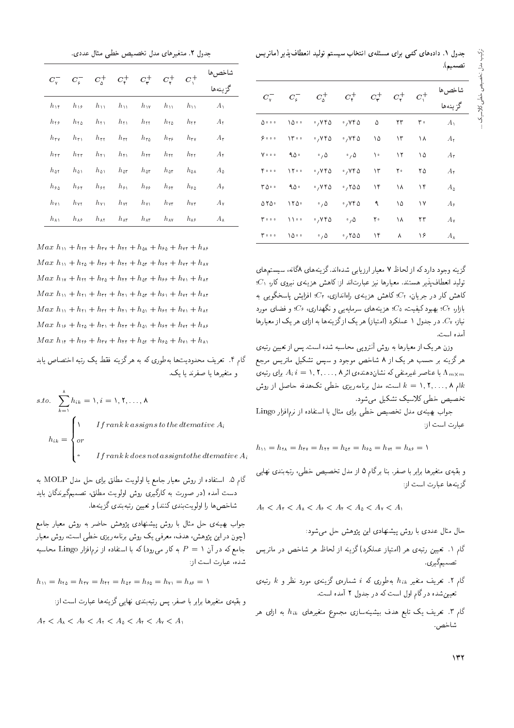جدول ۱. داده‌های کمّی برای مسئله‌ی انتخاب سیستم تولید انعطاف‌پذیر (ماتریس تصمیم).

| شاخص‌ها / گزینه‌ها | $C_1^+$ | $C_2^+$ | $C_3^+$ | $C_4^+$ | $C_5^+$ | $C_6^-$ | $C_7^-$ |
|---|---|---|---|---|---|---|---|
| $A_1$ | ۳۰ | ۲۳ | ۵ | ۰٫۷۴۵ | ۰٫۷۴۵ | ۱۵۰۰ | ۵۰۰۰ |
| $A_2$ | ۱۸ | ۱۳ | ۱۵ | ۰٫۷۴۵ | ۰٫۷۴۵ | ۱۳۰۰ | ۶۰۰۰ |
| $A_3$ | ۱۵ | ۱۲ | ۱۰ | ۰٫۵ | ۰٫۵ | ۹۵۰ | ۷۰۰۰ |
| $A_4$ | ۲۵ | ۲۰ | ۱۳ | ۰٫۷۴۵ | ۰٫۷۴۵ | ۱۲۰۰ | ۴۰۰۰ |
| $A_5$ | ۱۴ | ۱۸ | ۱۴ | ۰٫۲۵۵ | ۰٫۷۴۵ | ۹۵۰ | ۳۵۰۰ |
| $A_6$ | ۱۷ | ۱۵ | ۹ | ۰٫۷۴۵ | ۰٫۵ | ۱۲۵۰ | ۵۲۵۰ |
| $A_7$ | ۲۳ | ۱۸ | ۲۰ | ۰٫۵ | ۰٫۷۴۵ | ۱۱۰۰ | ۳۰۰۰ |
| $A_8$ | ۱۶ | ۸ | ۱۴ | ۰٫۲۵۵ | ۰٫۵ | ۱۵۰۰ | ۳۰۰۰ |

گزینه وجود دارد که از لحاظ ۷ معیار ارزیابی شده‌اند. گزینه‌های ۸گانه، سیستم‌های تولید انعطاف‌پذیر هستند. معیارها نیز عبارت‌اند از: کاهش هزینه‌ی نیروی کار، $C_1$؛ کاهش کار در جریان، $C_2$؛ کاهش هزینه‌ی راه‌اندازی، $C_3$؛ افزایش پاسخ‌گویی به بازار، $C_4$؛ بهبود کیفیت، $C_5$؛ هزینه‌های سرمایه‌یی و نگهداری، $C_6$؛ و فضای مورد نیاز، $C_7$. در جدول ۱ عملکرد (امتیاز) هر یک از گزینه‌ها به ازای هر یک از معیارها آمده است.

وزن هر یک از معیارها به روش آنتروپی محاسبه شده است. پس از تعیین رتبه‌ی هر گزینه بر حسب هر یک از ۸ شاخص موجود و سپس تشکیل ماتریس مرجع $\Lambda_{m\times m}$ با عناصر غیرمنفی که نشان‌دهنده‌ی اثر $A_i\ i = 1, 2, \ldots, 8$ برای رتبه‌ی $k$ام $k = 1, 2, \ldots, 8$ است، مدل برنامه‌ریزی خطی تک‌هدفه حاصل از روش تخصیص خطی کلاسیک تشکیل می‌شود.

جواب بهینه‌ی مدل تخصیص خطی برای مثال با استفاده از نرم‌افزار Lingo عبارت است از:

$$h_{11} = h_{28} = h_{37} = h_{44} = h_{53} = h_{65} = h_{72} = h_{86} = 1$$

و بقیه‌ی متغیرها برابر با صفر. بنا برگام ۵ از مدل تخصیص خطی، رتبه‌بندی نهایی گزینه‌ها عبارت است از:

$$A_2 < A_3 < A_8 < A_6 < A_4 < A_5 < A_7 < A_1$$

حال مثال عددی با روش پیشنهادی این پژوهش حل می‌شود:

گام ۱. تعیین رتبه‌ی هر (امتیاز عملکرد) گزینه از لحاظ هر شاخص در ماتریس تصمیم‌گیری.

گام ۲. تعریف متغیر $h_{ik}$ به‌طوری که $i$ شماره‌ی گزینه‌ی مورد نظر و $k$ رتبه‌ی تعیین‌شده در گام اول است که در جدول ۲ آمده است.

گام ۳. تعریف یک تابع هدف بیشینه‌سازی مجموع متغیرهای $h_{ik}$ به ازای هر شاخص.

جدول ۲. متغیرهای مدل تخصیص خطی مثال عددی.

| شاخص‌ها / گزینه‌ها | $C_1^+$ | $C_2^+$ | $C_3^+$ | $C_4^+$ | $C_5^+$ | $C_6^-$ | $C_7^-$ |
|---|---|---|---|---|---|---|---|
| $A_1$ | $h_{11}$ | $h_{11}$ | $h_{17}$ | $h_{11}$ | $h_{11}$ | $h_{16}$ | $h_{14}$ |
| $A_2$ | $h_{24}$ | $h_{25}$ | $h_{22}$ | $h_{21}$ | $h_{21}$ | $h_{25}$ | $h_{26}$ |
| $A_3$ | $h_{37}$ | $h_{36}$ | $h_{35}$ | $h_{33}$ | $h_{33}$ | $h_{31}$ | $h_{37}$ |
| $A_4$ | $h_{42}$ | $h_{42}$ | $h_{44}$ | $h_{41}$ | $h_{41}$ | $h_{43}$ | $h_{43}$ |
| $A_5$ | $h_{58}$ | $h_{53}$ | $h_{53}$ | $h_{53}$ | $h_{51}$ | $h_{51}$ | $h_{52}$ |
| $A_6$ | $h_{65}$ | $h_{64}$ | $h_{66}$ | $h_{61}$ | $h_{62}$ | $h_{64}$ | $h_{65}$ |
| $A_7$ | $h_{72}$ | $h_{73}$ | $h_{71}$ | $h_{72}$ | $h_{71}$ | $h_{72}$ | $h_{71}$ |
| $A_8$ | $h_{86}$ | $h_{87}$ | $h_{83}$ | $h_{83}$ | $h_{82}$ | $h_{86}$ | $h_{81}$ |

$$Max\ h_{11} + h_{24} + h_{37} + h_{42} + h_{58} + h_{65} + h_{72} + h_{86}$$

$$Max\ h_{11} + h_{25} + h_{36} + h_{42} + h_{53} + h_{64} + h_{73} + h_{87}$$

$$Max\ h_{17} + h_{22} + h_{35} + h_{44} + h_{53} + h_{66} + h_{71} + h_{83}$$

$$Max\ h_{11} + h_{21} + h_{33} + h_{41} + h_{53} + h_{61} + h_{72} + h_{83}$$

$$Max\ h_{11} + h_{21} + h_{33} + h_{41} + h_{51} + h_{62} + h_{71} + h_{82}$$

$$Max\ h_{16} + h_{25} + h_{31} + h_{43} + h_{51} + h_{64} + h_{72} + h_{86}$$

$$Max\ h_{14} + h_{26} + h_{37} + h_{43} + h_{52} + h_{65} + h_{71} + h_{81}$$

گام ۴. تعریف محدودیت‌ها به‌طوری که به هر گزینه فقط یک رتبه اختصاص یابد و متغیرها یا صفرند یا یک.

$$s.to.\quad \sum_{k=1}^{8} h_{ik} = 1, i = 1, 2, \ldots, 8$$

$$h_{ik} = \begin{cases} 1 & If\ rank\ k\ assigns\ to\ the\ dtemative\ A_i \\ or & \\ 0 & If\ rank\ k\ does\ not\ assignt\ to\ the\ dtemative\ A_i \end{cases}$$

گام ۵. استفاده از روش معیار جامع یا اولویت مطلق برای حل مدل MOLP به دست آمده (در صورت به کارگیری روش اولویت مطلق، تصمیم‌گیرندگان باید شاخص‌ها را اولویت‌بندی کنند) و تعیین رتبه‌بندی گزینه‌ها.

جواب بهینه‌ی حل مثال با روش پیشنهادی پژوهش حاضر به روش معیار جامع (چون در این پژوهش، هدف، معرفی یک روش برنامه‌ریزی خطی است، روش معیار جامع که در آن $P = 1$ به کار می‌رود) که با استفاده از نرم‌افزار Lingo محاسبه شده، عبارت است از:

$$h_{11} = h_{25} = h_{37} = h_{42} = h_{53} = h_{64} = h_{71} = h_{86} = 1$$

و بقیه‌ی متغیرها برابر با صفر. پس رتبه‌بندی نهایی گزینه‌ها عبارت است از:

$$A_3 < A_8 < A_6 < A_2 < A_5 < A_4 < A_7 < A_1$$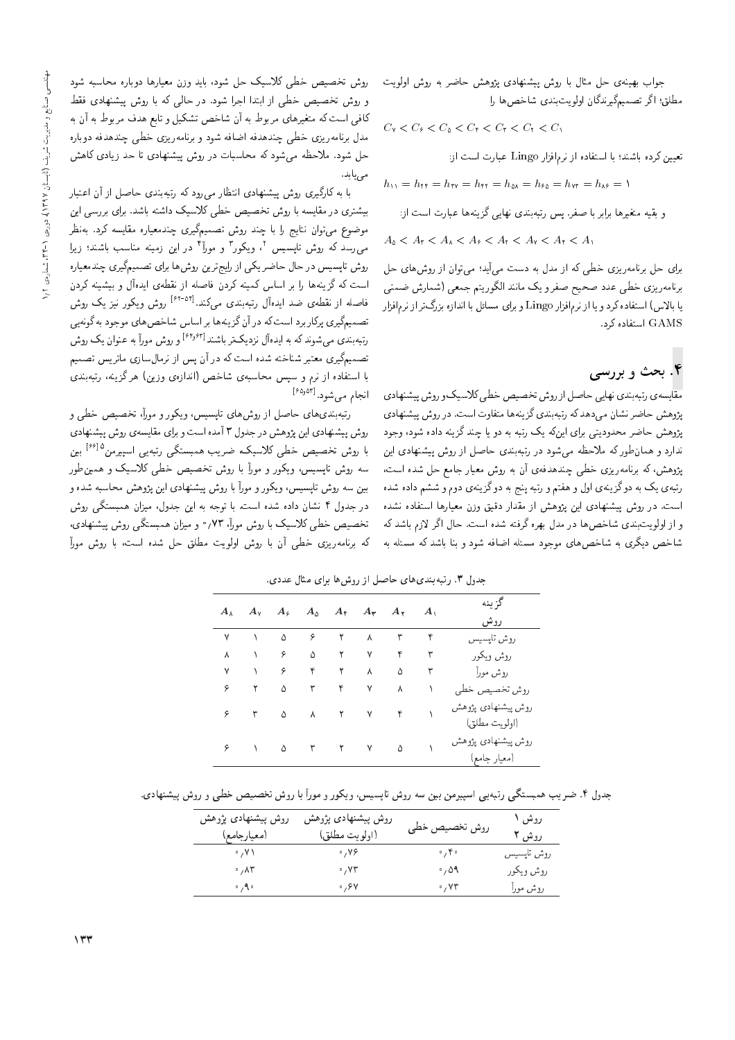جواب بهینه‌ی حل مثال با روش پیشنهادی پژوهش حاضر به روش اولویت مطلق؛ اگر تصمیم‌گیرندگان اولویت‌بندی شاخص‌ها را

$$C_7 < C_6 < C_5 < C_4 < C_3 < C_2 < C_1$$

تعیین کرده باشند؛ با استفاده از نرم‌افزار Lingo عبارت است از:

$$h_{11} = h_{24} = h_{37} = h_{42} = h_{58} = h_{65} = h_{73} = h_{86} = 1$$

و بقیه متغیرها برابر با صفر. پس رتبه‌بندی نهایی گزینه‌ها عبارت است از:

$$A_5 < A_3 < A_8 < A_6 < A_2 < A_7 < A_4 < A_1$$

برای حل برنامه‌ریزی خطی که از مدل به دست می‌آید؛ می‌توان از روش‌های حل برنامه‌ریزی خطی عدد صحیح صفر و یک مانند الگوریتم جمعی (شمارش ضمنی یا بالاس) استفاده کرد و یا از نرم‌افزار Lingo و برای مسائل با اندازه بزرگ‌تر از نرم‌افزار GAMS استفاده کرد.

## ۴. بحث و بررسی

مقایسه‌ی رتبه‌بندی نهایی حاصل از روش تخصیص خطی کلاسیک و روش پیشنهادی پژوهش حاضر نشان می‌دهد که رتبه‌بندی گزینه‌ها متفاوت است. در روش پیشنهادی پژوهش حاضر محدودیتی برای این‌که یک رتبه به دو یا چند گزینه داده شود، وجود ندارد و همان‌طور که ملاحظه می‌شود در رتبه‌بندی حاصل از روش پیشنهادی این پژوهش، که برنامه‌ریزی خطی چندهدفه‌ی آن به روش معیار جامع حل شده است، رتبه‌ی یک به دو گزینه‌ی اول و هفتم و رتبه پنج به دو گزینه‌ی دوم و ششم داده شده است. در روش پیشنهادی این پژوهش از مقدار دقیق وزن معیارها استفاده نشده و از اولویت‌بندی شاخص‌ها در مدل بهره گرفته شده است. حال اگر لازم باشد که شاخص دیگری به شاخص‌های موجود مسئله اضافه شود و بنا باشد که مسئله به روش تخصیص خطی کلاسیک حل شود، باید وزن معیارها دوباره محاسبه شود و روش تخصیص خطی از ابتدا اجرا شود. در حالی که با روش پیشنهادی فقط کافی است که متغیرهای مربوط به آن شاخص تشکیل و تابع هدف مربوط به آن به مدل برنامه‌ریزی خطی چندهدفه اضافه شود و برنامه‌ریزی خطی چندهدفه دوباره حل شود. ملاحظه می‌شود که محاسبات در روش پیشنهادی تا حد زیادی کاهش می‌یابد.

با به کارگیری روش پیشنهادی انتظار می‌رود که رتبه‌بندی حاصل از آن اعتبار بیشتری در مقایسه با روش تخصیص خطی کلاسیک داشته باشد. برای بررسی این موضوع می‌توان نتایج را با چند روش تصمیم‌گیری چندمعیاره مقایسه کرد. به‌نظر می‌رسد که روش تاپسیس [۲]، ویکور [۳] و مورآ [۴] در این زمینه مناسب باشند؛ زیرا روش تاپسیس در حال حاضر یکی از رایج‌ترین روش‌ها برای تصمیم‌گیری چندمعیاره است که گزینه‌ها را بر اساس کمینه کردن فاصله از نقطه‌ی ایده‌آل و بیشینه کردن فاصله از نقطه‌ی ضد ایده‌آل رتبه‌بندی می‌کند.[۵۴-۶۲] روش ویکور نیز یک روش تصمیم‌گیری پرکاربرد است که در آن گزینه‌ها بر اساس شاخص‌های موجود به گونه‌یی رتبه‌بندی می‌شوند که به ایده‌آل نزدیک‌تر باشند[۶۳،۶۴] و روش مورآ به عنوان یک روش تصمیم‌گیری معتبر شناخته شده است که در آن پس از نرمال‌سازی ماتریس تصمیم با استفاده از نرم و سپس محاسبه‌ی شاخص (اندازه‌ی وزین) هر گزینه، رتبه‌بندی انجام می‌شود.[۶۵،۵۳]

رتبه‌بندی‌های حاصل از روش‌های تاپسیس، ویکور و مورآ، تخصیص خطی و روش پیشنهادی این پژوهش در جدول ۳ آمده است و برای مقایسه‌ی روش پیشنهادی با روش تخصیص خطی کلاسیک ضریب همبستگی رتبه‌یی اسپیرمن [۵][۶۶] بین سه روش تاپسیس، ویکور و مورآ با روش تخصیص خطی کلاسیک و همین‌طور بین سه روش تاپسیس، ویکور و مورآ با روش پیشنهادی این پژوهش محاسبه شده و در جدول ۴ نشان داده شده است. با توجه به این جدول، میزان همبستگی روش تخصیص خطی کلاسیک با روش مورآ، ۰٫۷۳ و میزان همبستگی روش پیشنهادی، که برنامه‌ریزی خطی آن با روش اولویت مطلق حل شده است، با روش مورآ

جدول ۳. رتبه‌بندی‌های حاصل از روش‌ها برای مثال عددی.

| روش / گزینه | $A_1$ | $A_2$ | $A_3$ | $A_4$ | $A_5$ | $A_6$ | $A_7$ | $A_8$ |
|---|---|---|---|---|---|---|---|---|
| روش تاپسیس | ۴ | ۳ | ۸ | ۲ | ۶ | ۵ | ۱ | ۷ |
| روش ویکور | ۳ | ۴ | ۷ | ۲ | ۵ | ۶ | ۱ | ۸ |
| روش مورآ | ۳ | ۵ | ۸ | ۲ | ۴ | ۶ | ۱ | ۷ |
| روش تخصیص خطی | ۱ | ۸ | ۷ | ۴ | ۳ | ۵ | ۲ | ۶ |
| روش پیشنهادی پژوهش (اولویت مطلق) | ۱ | ۴ | ۷ | ۲ | ۸ | ۵ | ۳ | ۶ |
| روش پیشنهادی پژوهش (معیار جامع) | ۱ | ۵ | ۷ | ۲ | ۳ | ۵ | ۱ | ۶ |

جدول ۴. ضریب همبستگی رتبه‌یی اسپیرمن بین سه روش تاپسیس، ویکور و مورآ با روش تخصیص خطی و روش پیشنهادی.

| روش ۱ / روش ۲ | روش تخصیص خطی | روش پیشنهادی پژوهش (اولویت مطلق) | روش پیشنهادی پژوهش (معیارجامع) |
|---|---|---|---|
| روش تاپسیس | ۰٫۴۰ | ۰٫۷۶ | ۰٫۷۱ |
| روش ویکور | ۰٫۵۹ | ۰٫۷۳ | ۰٫۸۳ |
| روش مورآ | ۰٫۷۳ | ۰٫۶۷ | ۰٫۹۰ |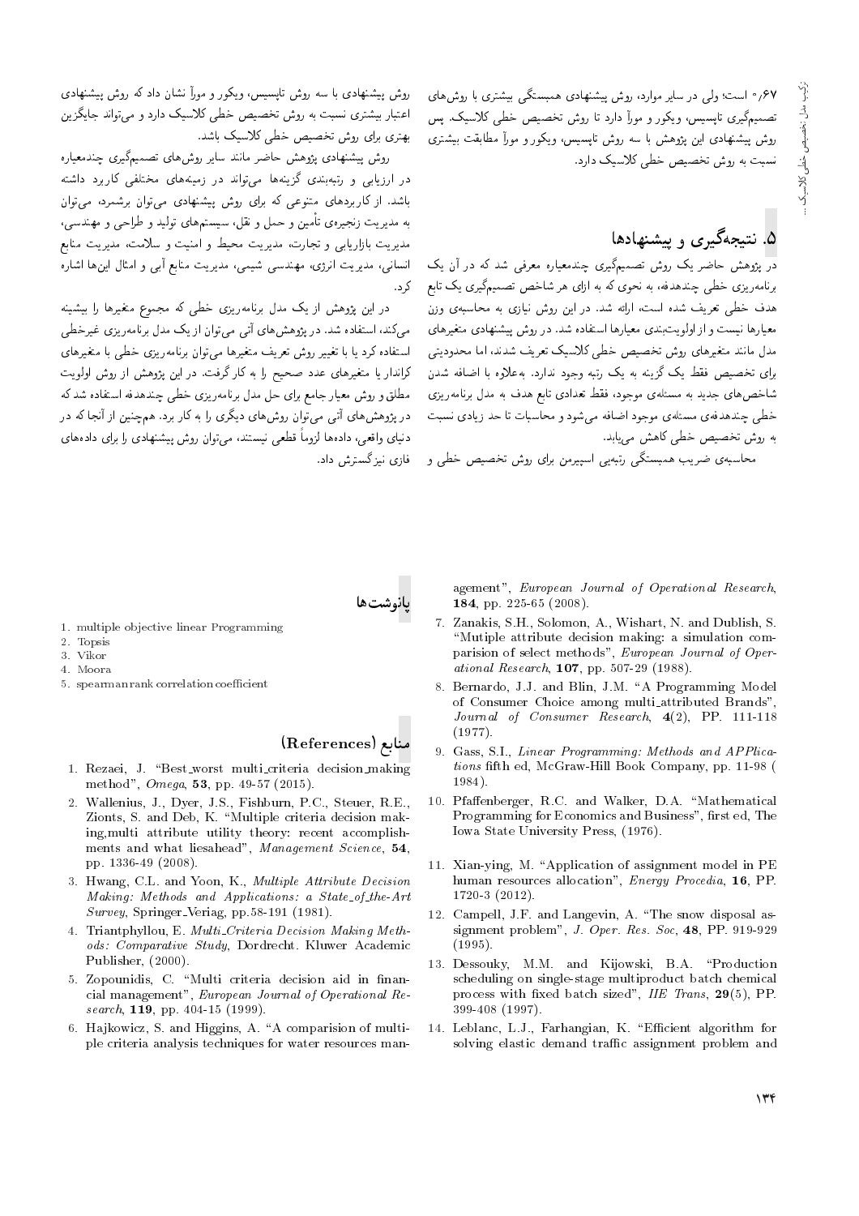۰٫۶۷ است؛ ولی در سایر موارد، روش پیشنهادی همبستگی بیشتری با روش‌های تصمیم‌گیری تاپسیس، ویکور و مورآ دارد تا روش تخصیص خطی کلاسیک. پس روش پیشنهادی این پژوهش با سه روش تاپسیس، ویکور و مورآ مطابقت بیشتری نسبت به روش تخصیص خطی کلاسیک دارد.

## ۵. نتیجه‌گیری و پیشنهادها

در پژوهش حاضر یک روش تصمیم‌گیری چندمعیاره معرفی شد که در آن یک برنامه‌ریزی خطی چندهدفه، به نحوی که به ازای هر شاخص تصمیم‌گیری یک تابع هدف خطی تعریف شده است، ارائه شد. در این روش نیازی به محاسبه‌ی وزن معیارها نیست و از اولویت‌بندی معیارها استفاده شد. در روش پیشنهادی متغیرهای مدل مانند متغیرهای روش تخصیص خطی کلاسیک تعریف شدند، اما محدودیتی برای تخصیص فقط یک گزینه به یک رتبه وجود ندارد. به‌علاوه با اضافه شدن شاخص‌های جدید به مسئله‌ی موجود، فقط تعدادی تابع هدف به مدل برنامه‌ریزی خطی چندهدفه‌ی مسئله‌ی موجود اضافه می‌شود و محاسبات تا حد زیادی نسبت به روش تخصیص خطی کاهش می‌یابد.

محاسبه‌ی ضریب همبستگی رتبه‌یی اسپیرمن برای روش تخصیص خطی و روش پیشنهادی با سه روش تاپسیس، ویکور و مورآ نشان داد که روش پیشنهادی اعتبار بیشتری نسبت به روش تخصیص خطی کلاسیک دارد و می‌تواند جایگزین بهتری برای روش تخصیص خطی کلاسیک باشد.

روش پیشنهادی پژوهش حاضر مانند سایر روش‌های تصمیم‌گیری چندمعیاره در ارزیابی و رتبه‌بندی گزینه‌ها می‌تواند در زمینه‌های مختلفی کاربرد داشته باشد. از کاربردهای متنوعی که برای روش پیشنهادی می‌توان برشمرد، می‌توان به مدیریت زنجیره‌ی تأمین و حمل و نقل، سیستم‌های تولید و طراحی و مهندسی، مدیریت بازاریابی و تجارت، مدیریت محیط و امنیت و سلامت، مدیریت منابع انسانی، مدیریت انرژی، مهندسی شیمی، مدیریت منابع آبی و امثال این‌ها اشاره کرد.

در این پژوهش از یک مدل برنامه‌ریزی خطی که مجموع متغیرها را بیشینه می‌کند، استفاده شد. در پژوهش‌های آتی می‌توان از یک مدل برنامه‌ریزی غیرخطی استفاده کرد یا با تغییر روش تعریف متغیرها می‌توان برنامه‌ریزی خطی با متغیرهای کراندار یا متغیرهای عدد صحیح را به کار گرفت. در این پژوهش از روش اولویت مطلق و روش معیار جامع برای حل مدل برنامه‌ریزی خطی چندهدفه استفاده شد که در پژوهش‌های آتی می‌توان روش‌های دیگری را به کار برد. هم‌چنین از آنجا که در دنیای واقعی، داده‌ها لزوماً قطعی نیستند، می‌توان روش پیشنهادی را برای داده‌های فازی نیز گسترش داد.

## پانوشت‌ها

1. multiple objective linear Programming
2. Topsis
3. Vikor
4. Moora
5. spearman rank correlation coefficient

## منابع (References)

1. Rezaei, J. "Best_worst multi_criteria decision_making method", *Omega*, **53**, pp. 49-57 (2015).
2. Wallenius, J., Dyer, J.S., Fishburn, P.C., Steuer, R.E., Zionts, S. and Deb, K. "Multiple criteria decision making,multi attribute utility theory: recent accomplishments and what liesahead", *Management Science*, **54**, pp. 1336-49 (2008).
3. Hwang, C.L. and Yoon, K., *Multiple Attribute Decision Making: Methods and Applications: a State_of_the-Art Survey*, Springer_Veriag, pp.58-191 (1981).
4. Triantphyllou, E. *Multi_Criteria Decision Making Methods: Comparative Study*, Dordrecht. Kluwer Academic Publisher, (2000).
5. Zopounidis, C. "Multi criteria decision aid in financial management", *European Journal of Operational Research*, **119**, pp. 404-15 (1999).
6. Hajkowicz, S. and Higgins, A. "A comparision of multiple criteria analysis techniques for water resources management", *European Journal of Operational Research*, **184**, pp. 225-65 (2008).
7. Zanakis, S.H., Solomon, A., Wishart, N. and Dublish, S. "Mutiple attribute decision making: a simulation comparision of select methods", *European Journal of Operational Research*, **107**, pp. 507-29 (1988).
8. Bernardo, J.J. and Blin, J.M. "A Programming Model of Consumer Choice among multi_attributed Brands", *Journal of Consumer Research*, **4**(2), PP. 111-118 (1977).
9. Gass, S.I., *Linear Programming: Methods and APPlications* fifth ed, McGraw-Hill Book Company, pp. 11-98 ( 1984).
10. Pfaffenberger, R.C. and Walker, D.A. "Mathematical Programming for Economics and Business", first ed, The Iowa State University Press, (1976).
11. Xian-ying, M. "Application of assignment model in PE human resources allocation", *Energy Procedia*, **16**, PP. 1720-3 (2012).
12. Campell, J.F. and Langevin, A. "The snow disposal assignment problem", *J. Oper. Res. Soc*, **48**, PP. 919-929 (1995).
13. Dessouky, M.M. and Kijowski, B.A. "Production scheduling on single-stage multiproduct batch chemical process with fixed batch sized", *IIE Trans*, **29**(5), PP. 399-408 (1997).
14. Leblanc, L.J., Farhangian, K. "Efficient algorithm for solving elastic demand traffic assignment problem and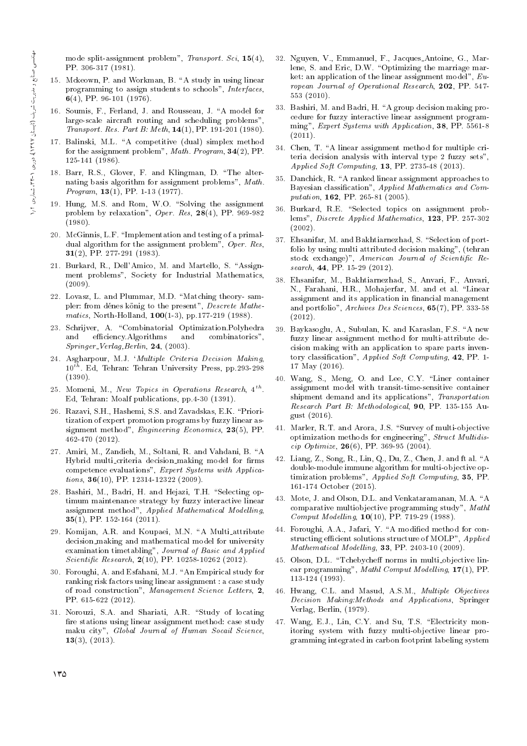mode split-assignment problem", *Transport. Sci*, **15**(4), PP. 306-317 (1981).

15. Mckeown, P. and Workman, B. "A study in using linear programming to assign students to schools", *Interfaces*, **6**(4), PP. 96-101 (1976).

16. Soumis, F., Ferland, J. and Rousseau, J. "A model for large-scale aircraft routing and scheduling problems", *Transport. Res. Part B: Meth*, **14**(1), PP. 191-201 (1980).

17. Balinski, M.L. "A competitive (dual) simplex method for the assignment problem", *Math. Program*, **34**(2), PP. 125-141 (1986).

18. Barr, R.S., Glover, F. and Klingman, D. "The alternating basis algorithm for assignment problems", *Math. Program*, **13**(1), PP. 1-13 (1977).

19. Hung, M.S. and Rom, W.O. "Solving the assignment problem by relaxation", *Oper. Res*, **28**(4), PP. 969-982 (1980).

20. McGinnis, L.F. "Implementation and testing of a primal-dual algorithm for the assignment problem", *Oper. Res*, **31**(2), PP. 277-291 (1983).

21. Burkard, R., Dell'Amico, M. and Martello, S. "Assignment problems", Society for Industrial Mathematics, (2009).

22. Lovasz, L. and Plummar, M.D. "Matching theory- sampler: from dénes könig to the present", *Descrete Mathematics*, North-Holland, **100**(1-3), pp.177-219 (1988).

23. Schrijver, A. "Combinatorial Optimization.Polyhedra and efficiency.Algorithms and combinatorics", *Springer_Verlag,Berlin*, **24**, (2003).

24. Asgharpour, M.J. '*Multiple Criteria Decision Making*, $10^{th}$. Ed, Tehran: Tehran University Press, pp.293-298 (1390).

25. Momeni, M., *New Topics in Operations Research*, $4^{th}$. Ed, Tehran: Moalf publications, pp.4-30 (1391).

26. Razavi, S.H., Hashemi, S.S. and Zavadskas, E.K. "Prioritization of expert promotion programs by fuzzy linear assignment method", *Engineering Economics*, **23**(5), PP. 462-470 (2012).

27. Amiri, M., Zandieh, M., Soltani, R. and Vahdani, B. "A Hybrid multi_criteria decision_making model for firms competence evaluations", *Expert Systems with Applications*, **36**(10), PP. 12314-12322 (2009).

28. Bashiri, M., Badri, H. and Hejazi, T.H. "Selecting optimum maintenance strategy by fuzzy interactive linear assignment method", *Applied Mathematical Modelling*, **35**(1), PP. 152-164 (2011).

29. Komijan, A.R. and Koupaei, M.N. "A Multi_attribute decision_making and mathematical model for university examination timetabling", *Journal of Basic and Applied Scientific Research*, **2**(10), PP. 10258-10262 (2012).

30. Foroughi, A. and Esfahani, M.J. "An Empirical study for ranking risk factors using linear assignment : a case study of road construction", *Management Science Letters*, **2**, PP. 615-622 (2012).

31. Norouzi, S.A. and Shariati, A.R. "Study of locating fire stations using linear assignment method: case study maku city", *Global Journal of Human Socail Science*, **13**(3), (2013).

32. Nguyen, V., Emmanuel, F., Jacques_Antoine, G., Marlene, S. and Eric, D.W. "Optimizing the marriage market: an application of the linear assignment model", *European Journal of Operational Research*, **202**, PP. 547-553 (2010).

33. Bashiri, M. and Badri, H. "A group decision making procedure for fuzzy interactive linear assignment programming", *Expert Systems with Application*, **38**, PP. 5561-8 (2011).

34. Chen, T. "A linear assignment method for multiple criteria decision analysis with interval type 2 fuzzy sets", *Applied Soft Computing*, **13**, PP. 2735-48 (2013).

35. Danchick, R. "A ranked linear assignment approaches to Bayesian classification", *Applied Mathematics and Computation*, **162**, PP. 265-81 (2005).

36. Burkard, R.E. "Selected topics on assignment problems", *Discrete Applied Mathematics*, **123**, PP. 257-302 (2002).

37. Ehsanifar, M. and Bakhtiarnezhad, S. "Selection of portfolio by using multi attributed decision making", (tehran stock exchange)", *American Journal of Scientific Research*, **44**, PP. 15-29 (2012).

38. Ehsanifar, M., Bakhtiarnezhad, S., Anvari, F., Anvari, N., Farahani, H.R., Mohajerfar, M. and et al. "Linear assignment and its application in financial management and portfolio", *Archives Des Sciences*, **65**(7), PP. 333-58 (2012).

39. Baykasoglu, A., Subulan, K. and Karaslan, F.S. "A new fuzzy linear assignment method for multi-attribute decision making with an application to spare parts inventory classification", *Applied Soft Computing*, **42**, PP. 1-17 May (2016).

40. Wang, S., Meng, O. and Lee, C.Y. "Liner container assignment model with transit-time-sensitive container shipment demand and its applications", *Transportation Research Part B: Methodological*, **90**, PP. 135-155 August (2016).

41. Marler, R.T. and Arora, J.S. "Survey of multi-objective optimization methods for engineering", *Struct Multidiscip Optimize*, **26**(6), PP. 369-95 (2004).

42. Liang, Z., Song, R., Lin, Q., Du, Z., Chen, J. and ft al. "A double-module immune algorithm for multi-objective optimization problems", *Applied Soft Computing*, **35**, PP. 161-174 October (2015).

43. Mote, J. and Olson, D.L. and Venkataramanan, M.A. "A comparative multiobjective programming study", *Mathl Comput Modelling*, **10**(10), PP. 719-29 (1988).

44. Foroughi, A.A., Jafari, Y. "A modified method for constructing efficient solutions structure of MOLP", *Applied Mathematical Modelling*, **33**, PP. 2403-10 (2009).

45. Olson, D.L. "Tchebycheff norms in multi_objective linear programming", *Mathl Comput Modelling*, **17**(1), PP. 113-124 (1993).

46. Hwang, C.L. and Masud, A.S.M., *Multiple Objectives Decision Making:Methods and Applications*, Springer Verlag, Berlin, (1979).

47. Wang, E.J., Lin, C.Y. and Su, T.S. "Electricity monitoring system with fuzzy multi-objective linear programming integrated in carbon footprint labeling system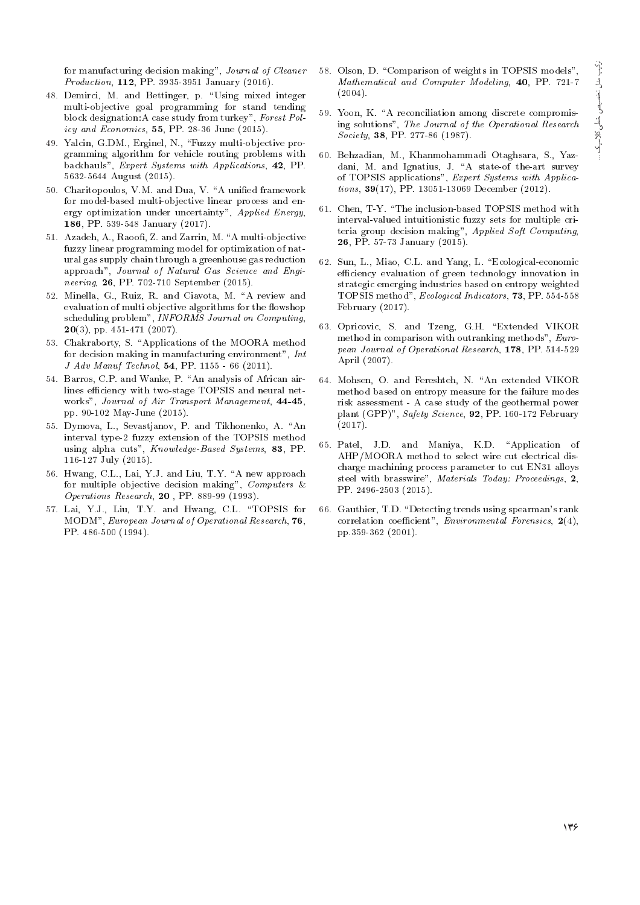for manufacturing decision making", *Journal of Cleaner Production*, **112**, PP. 3935-3951 January (2016).

48. Demirci, M. and Bettinger, p. "Using mixed integer multi-objective goal programming for stand tending block designation:A case study from turkey", *Forest Policy and Economics*, **55**, PP. 28-36 June (2015).

49. Yalcin, G.DM., Erginel, N., "Fuzzy multi-objective programming algorithm for vehicle routing problems with backhauls", *Expert Systems with Applications*, **42**, PP. 5632-5644 August (2015).

50. Charitopoulos, V.M. and Dua, V. "A unified framework for model-based multi-objective linear process and energy optimization under uncertainty", *Applied Energy*, **186**, PP. 539-548 January (2017).

51. Azadeh, A., Raoofi, Z. and Zarrin, M. "A multi-objective fuzzy linear programming model for optimization of natural gas supply chain through a greenhouse gas reduction approach", *Journal of Natural Gas Science and Engineering*, **26**, PP. 702-710 September (2015).

52. Minella, G., Ruiz, R. and Ciavota, M. "A review and evaluation of multi objective algorithms for the flowshop scheduling problem", *INFORMS Journal on Computing*, **20**(3), pp. 451-471 (2007).

53. Chakraborty, S. "Applications of the MOORA method for decision making in manufacturing environment", *Int J Adv Manuf Technol*, **54**, PP. 1155 - 66 (2011).

54. Barros, C.P. and Wanke, P. "An analysis of African airlines efficiency with two-stage TOPSIS and neural networks", *Journal of Air Transport Management*, **44-45**, pp. 90-102 May-June (2015).

55. Dymova, L., Sevastjanov, P. and Tikhonenko, A. "An interval type-2 fuzzy extension of the TOPSIS method using alpha cuts", *Knowledge-Based Systems*, **83**, PP. 116-127 July (2015).

56. Hwang, C.L., Lai, Y.J. and Liu, T.Y. "A new approach for multiple objective decision making", *Computers & Operations Research*, **20** , PP. 889-99 (1993).

57. Lai, Y.J., Liu, T.Y. and Hwang, C.L. "TOPSIS for MODM", *European Journal of Operational Research*, **76**, PP. 486-500 (1994).

58. Olson, D. "Comparison of weights in TOPSIS models", *Mathematical and Computer Modeling*, **40**, PP. 721-7 (2004).

59. Yoon, K. "A reconciliation among discrete compromising solutions", *The Journal of the Operational Research Society*, **38**, PP. 277-86 (1987).

60. Behzadian, M., Khanmohammadi Otaghsara, S., Yazdani, M. and Ignatius, J. "A state-of the-art survey of TOPSIS applications", *Expert Systems with Applications*, **39**(17), PP. 13051-13069 December (2012).

61. Chen, T-Y. "The inclusion-based TOPSIS method with interval-valued intuitionistic fuzzy sets for multiple criteria group decision making", *Applied Soft Computing*, **26**, PP. 57-73 January (2015).

62. Sun, L., Miao, C.L. and Yang, L. "Ecological-economic efficiency evaluation of green technology innovation in strategic emerging industries based on entropy weighted TOPSIS method", *Ecological Indicators*, **73**, PP. 554-558 February (2017).

63. Opricovic, S. and Tzeng, G.H. "Extended VIKOR method in comparison with outranking methods", *European Journal of Operational Research*, **178**, PP. 514-529 April (2007).

64. Mohsen, O. and Fereshteh, N. "An extended VIKOR method based on entropy measure for the failure modes risk assessment - A case study of the geothermal power plant (GPP)", *Safety Science*, **92**, PP. 160-172 February (2017).

65. Patel, J.D. and Maniya, K.D. "Application of AHP/MOORA method to select wire cut electrical discharge machining process parameter to cut EN31 alloys steel with brasswire", *Materials Today: Proceedings*, **2**, PP. 2496-2503 (2015).

66. Gauthier, T.D. "Detecting trends using spearman's rank correlation coefficient", *Environmental Forensics*, **2**(4), pp.359-362 (2001).